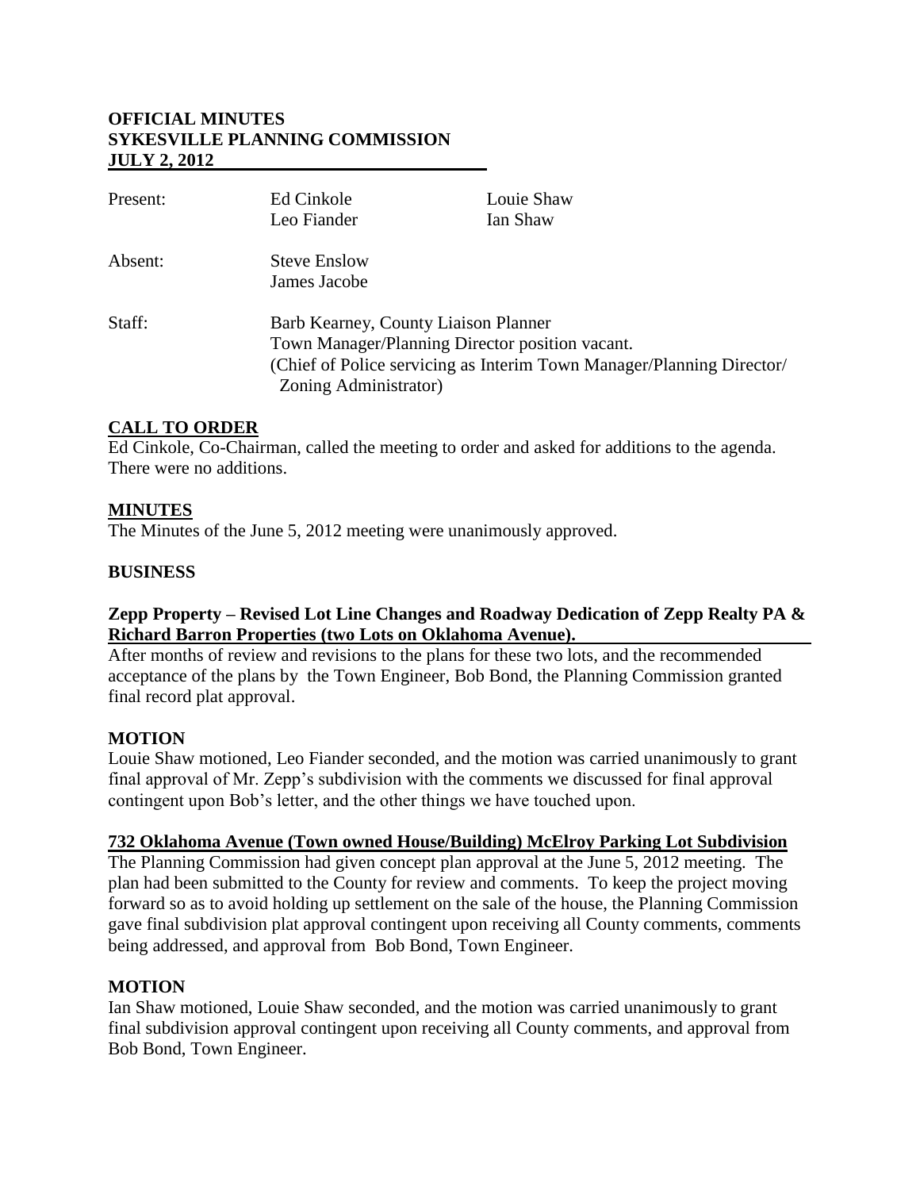# OFFICIAL MINUTES
# SYKESVILLE PLANNING COMMISSION
# JULY 2, 2012

| | | |
|---|---|---|
| Present: | Ed Cinkole<br>Leo Fiander | Louie Shaw<br>Ian Shaw |
| Absent: | Steve Enslow<br>James Jacobe | |
| Staff: | Barb Kearney, County Liaison Planner<br>Town Manager/Planning Director position vacant.<br>(Chief of Police servicing as Interim Town Manager/Planning Director/ Zoning Administrator) | |

## CALL TO ORDER

Ed Cinkole, Co-Chairman, called the meeting to order and asked for additions to the agenda. There were no additions.

## MINUTES

The Minutes of the June 5, 2012 meeting were unanimously approved.

## BUSINESS

### Zepp Property – Revised Lot Line Changes and Roadway Dedication of Zepp Realty PA & Richard Barron Properties (two Lots on Oklahoma Avenue).

After months of review and revisions to the plans for these two lots, and the recommended acceptance of the plans by the Town Engineer, Bob Bond, the Planning Commission granted final record plat approval.

### MOTION

Louie Shaw motioned, Leo Fiander seconded, and the motion was carried unanimously to grant final approval of Mr. Zepp's subdivision with the comments we discussed for final approval contingent upon Bob's letter, and the other things we have touched upon.

### 732 Oklahoma Avenue (Town owned House/Building) McElroy Parking Lot Subdivision

The Planning Commission had given concept plan approval at the June 5, 2012 meeting. The plan had been submitted to the County for review and comments. To keep the project moving forward so as to avoid holding up settlement on the sale of the house, the Planning Commission gave final subdivision plat approval contingent upon receiving all County comments, comments being addressed, and approval from Bob Bond, Town Engineer.

### MOTION

Ian Shaw motioned, Louie Shaw seconded, and the motion was carried unanimously to grant final subdivision approval contingent upon receiving all County comments, and approval from Bob Bond, Town Engineer.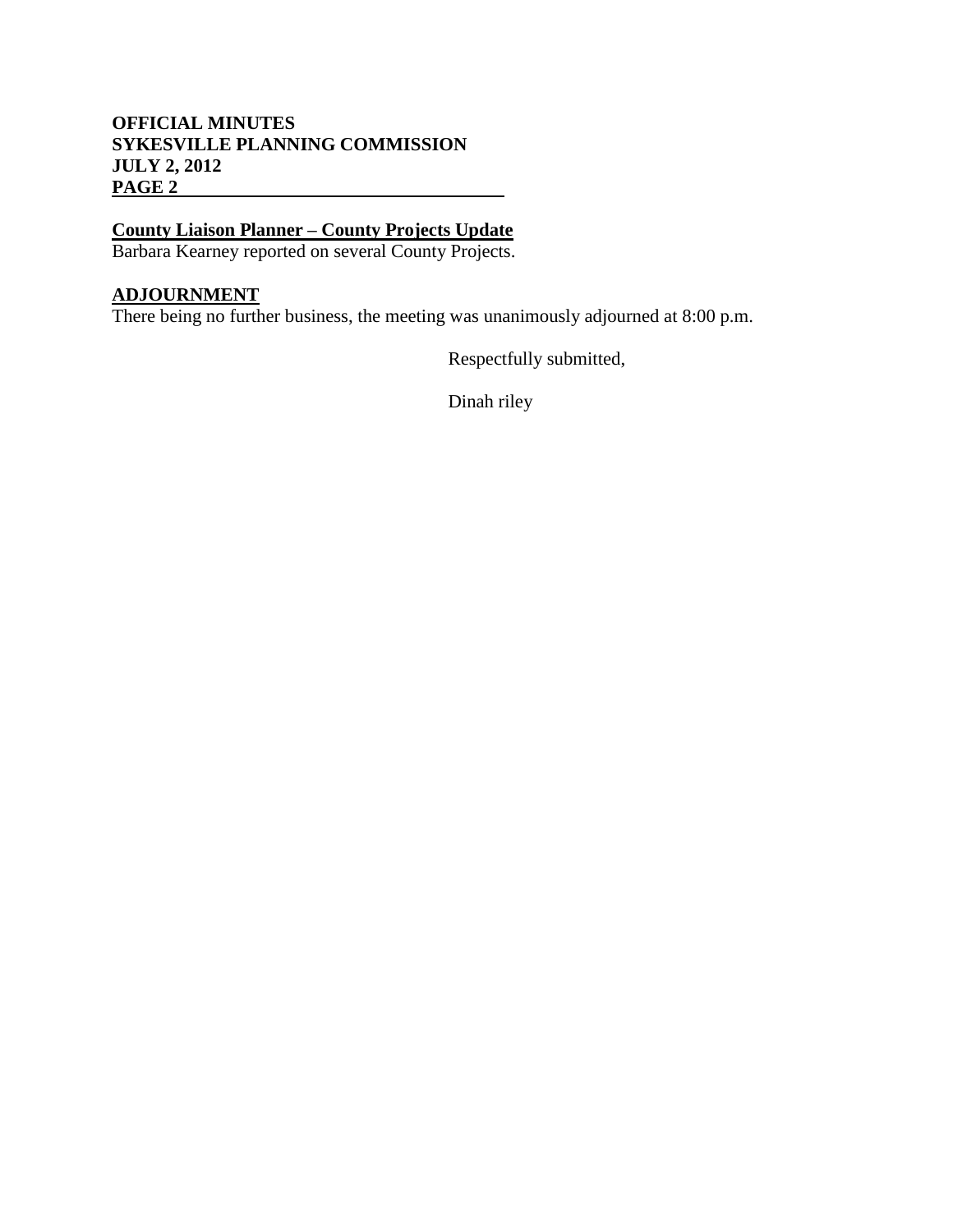**County Liaison Planner – County Projects Update**

Barbara Kearney reported on several County Projects.

**ADJOURNMENT**

There being no further business, the meeting was unanimously adjourned at 8:00 p.m.

Respectfully submitted,

Dinah riley